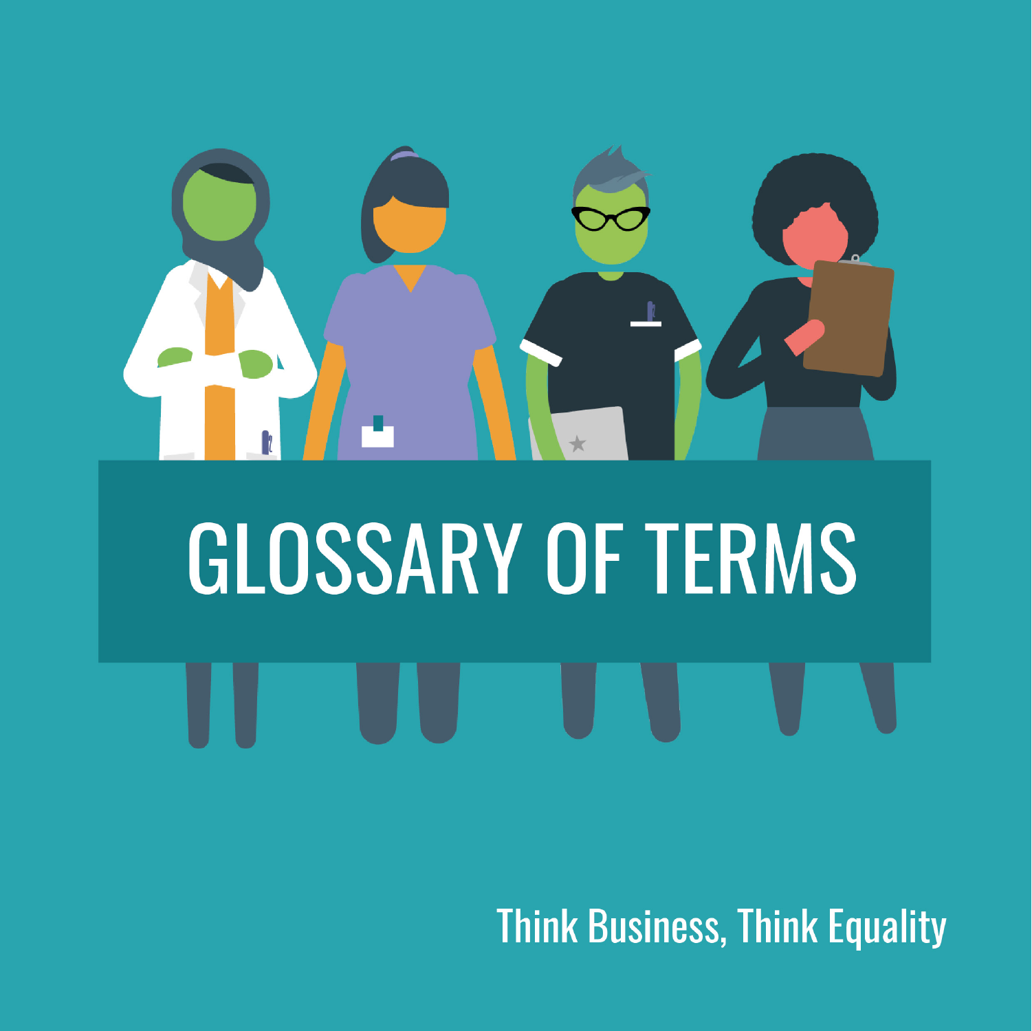# GLOSSARY OF TERMS

Think Business, Think Equality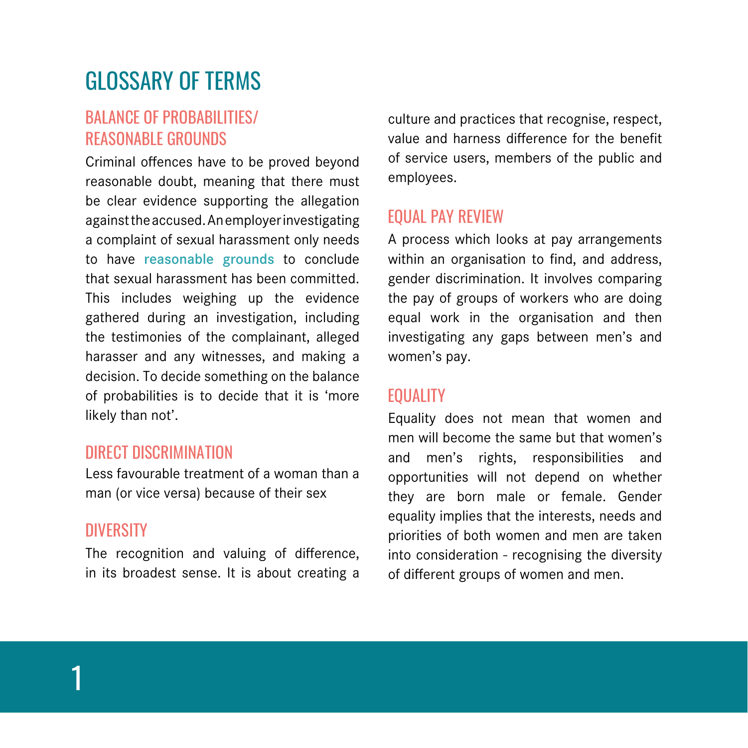# GLOSSARY OF TERMS

## BALANCE OF PROBABILITIES/ REASONABLE GROUNDS

Criminal offences have to be proved beyond reasonable doubt, meaning that there must be clear evidence supporting the allegation against the accused. An employer investigating a complaint of sexual harassment only needs to have **reasonable grounds** to conclude that sexual harassment has been committed. This includes weighing up the evidence gathered during an investigation, including the testimonies of the complainant, alleged harasser and any witnesses, and making a decision. To decide something on the balance of probabilities is to decide that it is 'more likely than not'.

## DIRECT DISCRIMINATION

Less favourable treatment of a woman than a man (or vice versa) because of their sex

## DIVERSITY

The recognition and valuing of difference, in its broadest sense. It is about creating a culture and practices that recognise, respect, value and harness difference for the benefit of service users, members of the public and employees.

## EQUAL PAY REVIEW

A process which looks at pay arrangements within an organisation to find, and address, gender discrimination. It involves comparing the pay of groups of workers who are doing equal work in the organisation and then investigating any gaps between men's and women's pay.

## EQUALITY

Equality does not mean that women and men will become the same but that women's and men's rights, responsibilities and opportunities will not depend on whether they are born male or female. Gender equality implies that the interests, needs and priorities of both women and men are taken into consideration - recognising the diversity of different groups of women and men.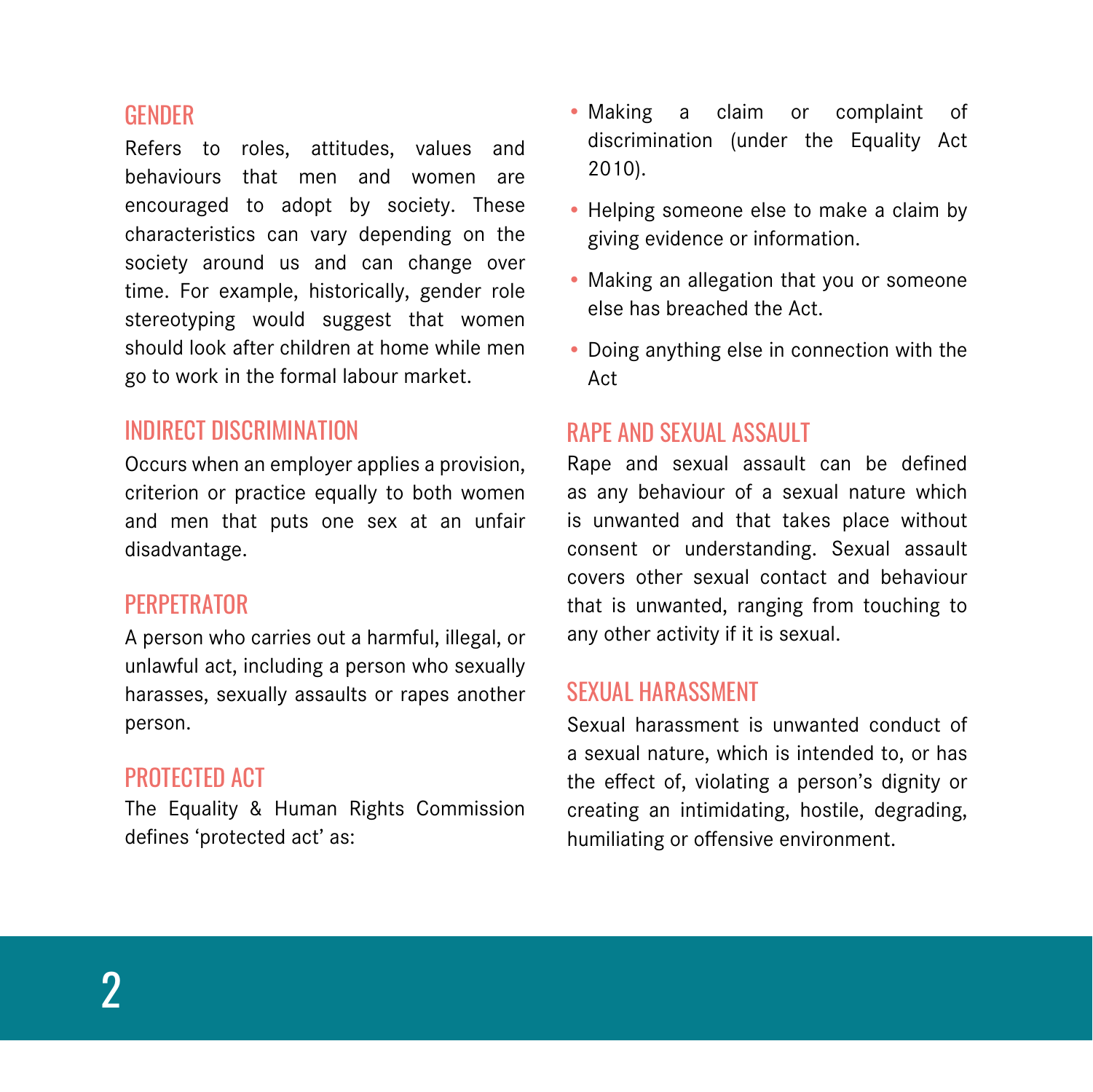## GENDER

Refers to roles, attitudes, values and behaviours that men and women are encouraged to adopt by society. These characteristics can vary depending on the society around us and can change over time. For example, historically, gender role stereotyping would suggest that women should look after children at home while men go to work in the formal labour market.

## INDIRECT DISCRIMINATION

Occurs when an employer applies a provision, criterion or practice equally to both women and men that puts one sex at an unfair disadvantage.

## PERPETRATOR

A person who carries out a harmful, illegal, or unlawful act, including a person who sexually harasses, sexually assaults or rapes another person.

## PROTECTED ACT

The Equality & Human Rights Commission defines 'protected act' as:

- Making a claim or complaint of discrimination (under the Equality Act 2010).
- Helping someone else to make a claim by giving evidence or information.
- Making an allegation that you or someone else has breached the Act.
- Doing anything else in connection with the Act

## RAPE AND SEXUAL ASSAULT

Rape and sexual assault can be defined as any behaviour of a sexual nature which is unwanted and that takes place without consent or understanding. Sexual assault covers other sexual contact and behaviour that is unwanted, ranging from touching to any other activity if it is sexual.

## SEXUAL HARASSMENT

Sexual harassment is unwanted conduct of a sexual nature, which is intended to, or has the effect of, violating a person's dignity or creating an intimidating, hostile, degrading, humiliating or offensive environment.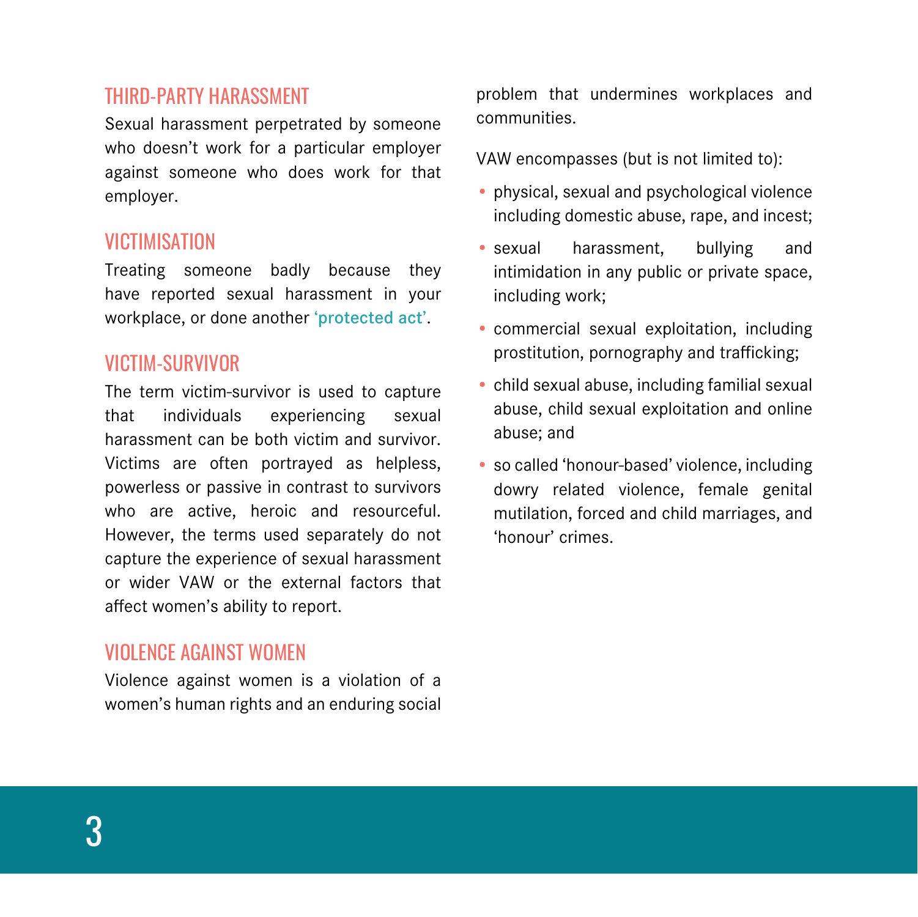## THIRD-PARTY HARASSMENT

Sexual harassment perpetrated by someone who doesn't work for a particular employer against someone who does work for that employer.

## VICTIMISATION

Treating someone badly because they have reported sexual harassment in your workplace, or done another 'protected act'.

## VICTIM-SURVIVOR

The term victim-survivor is used to capture that individuals experiencing sexual harassment can be both victim and survivor. Victims are often portrayed as helpless, powerless or passive in contrast to survivors who are active, heroic and resourceful. However, the terms used separately do not capture the experience of sexual harassment or wider VAW or the external factors that affect women's ability to report.

## VIOLENCE AGAINST WOMEN

Violence against women is a violation of a women's human rights and an enduring social problem that undermines workplaces and communities.

VAW encompasses (but is not limited to):

- physical, sexual and psychological violence including domestic abuse, rape, and incest;
- sexual harassment, bullying and intimidation in any public or private space, including work;
- commercial sexual exploitation, including prostitution, pornography and trafficking;
- child sexual abuse, including familial sexual abuse, child sexual exploitation and online abuse; and
- so called 'honour-based' violence, including dowry related violence, female genital mutilation, forced and child marriages, and 'honour' crimes.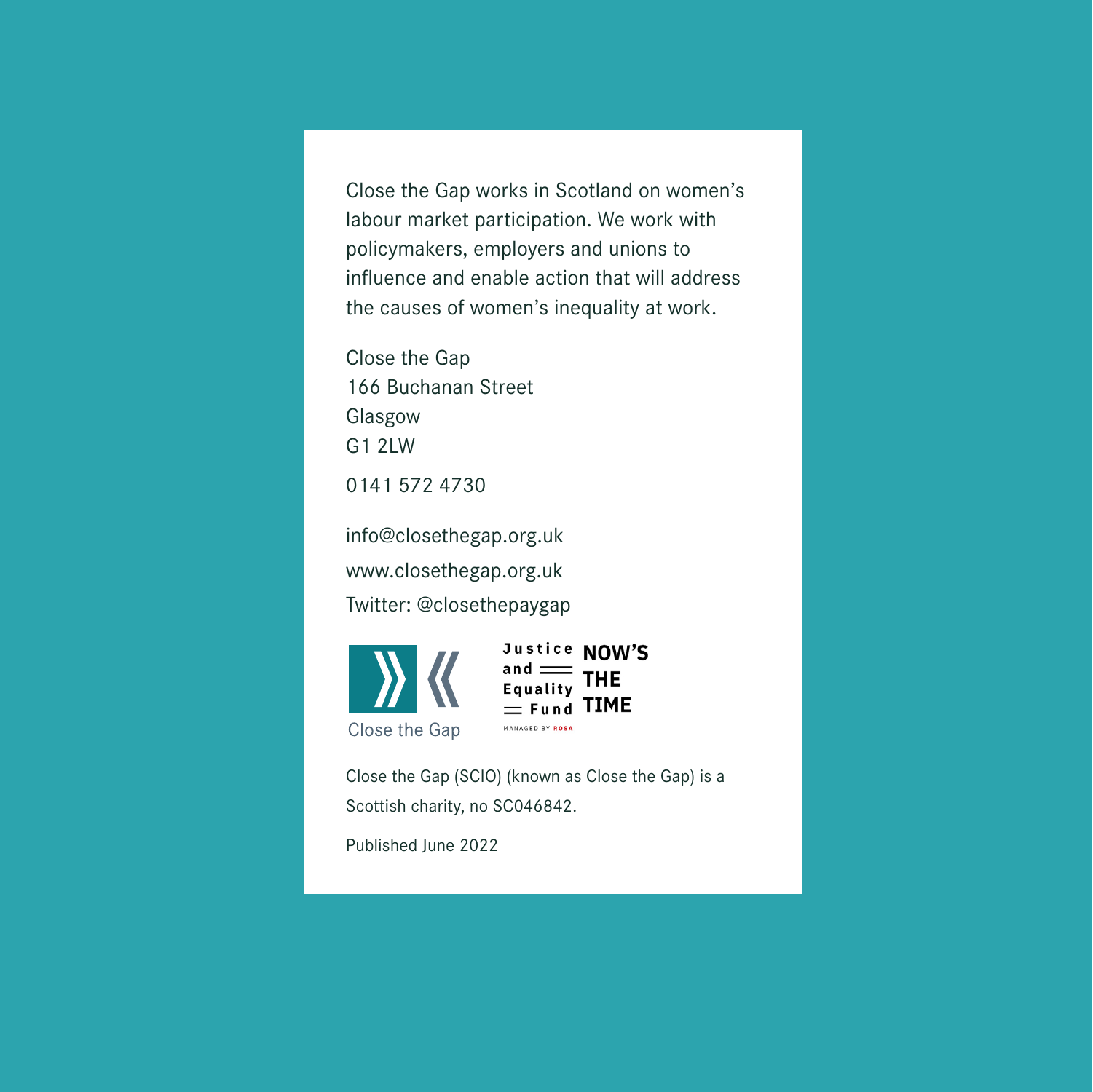Close the Gap works in Scotland on women's labour market participation. We work with policymakers, employers and unions to influence and enable action that will address the causes of women's inequality at work.

Close the Gap
166 Buchanan Street
Glasgow
G1 2LW

0141 572 4730

info@closethegap.org.uk

www.closethegap.org.uk

Twitter: @closethepaygap

Close the Gap

Justice and Equality Fund
MANAGED BY ROSA

NOW'S THE TIME

Close the Gap (SCIO) (known as Close the Gap) is a Scottish charity, no SC046842.

Published June 2022